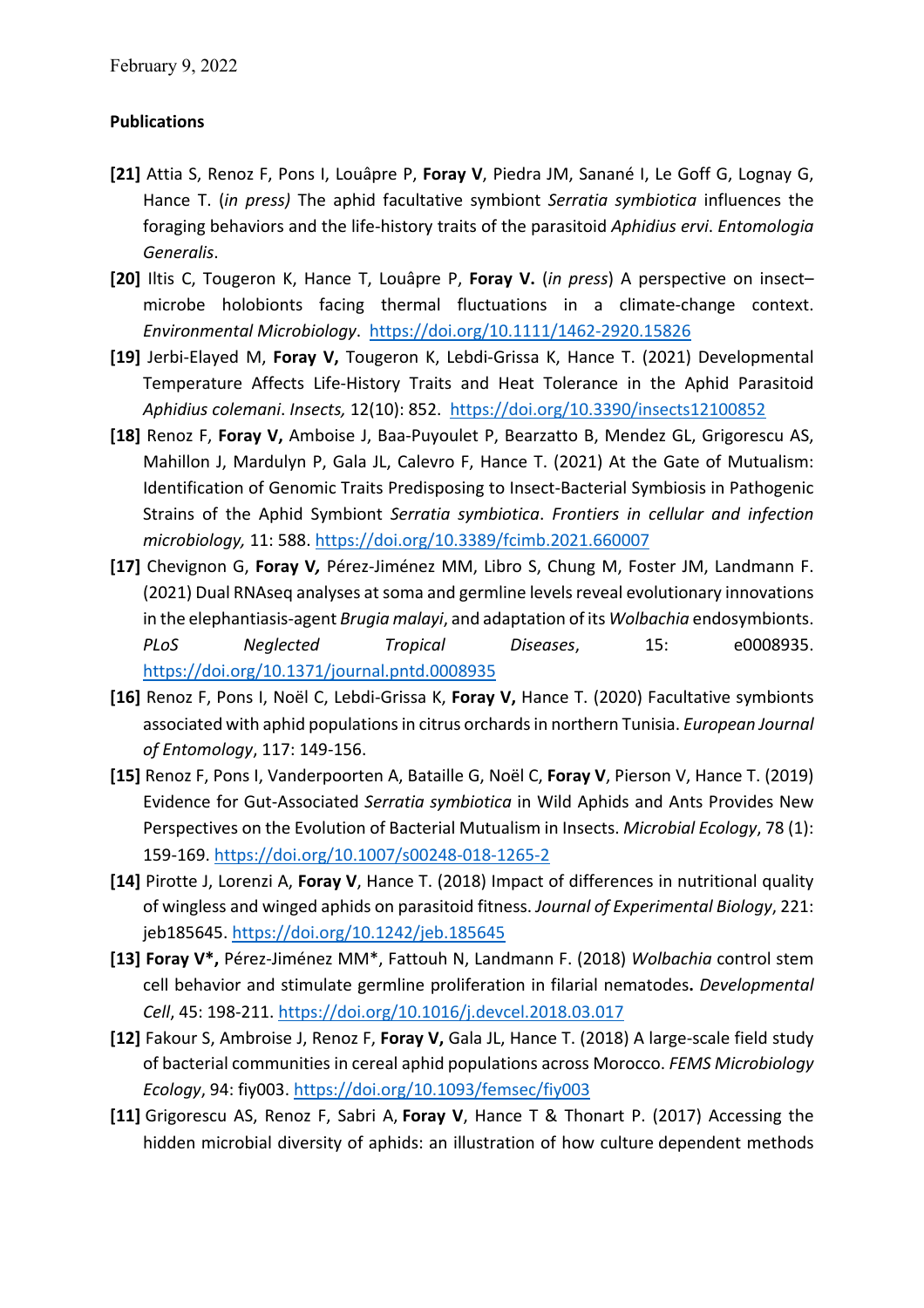February 9, 2022

**Publications**

**[21]** Attia S, Renoz F, Pons I, Louâpre P, **Foray V**, Piedra JM, Sanané I, Le Goff G, Lognay G, Hance T. (*in press)* The aphid facultative symbiont *Serratia symbiotica* influences the foraging behaviors and the life-history traits of the parasitoid *Aphidius ervi*. *Entomologia Generalis*.

**[20]** Iltis C, Tougeron K, Hance T, Louâpre P, **Foray V.** (*in press*) A perspective on insect–microbe holobionts facing thermal fluctuations in a climate-change context. *Environmental Microbiology*. https://doi.org/10.1111/1462-2920.15826

**[19]** Jerbi-Elayed M, **Foray V,** Tougeron K, Lebdi-Grissa K, Hance T. (2021) Developmental Temperature Affects Life-History Traits and Heat Tolerance in the Aphid Parasitoid *Aphidius colemani*. *Insects,* 12(10): 852. https://doi.org/10.3390/insects12100852

**[18]** Renoz F, **Foray V,** Amboise J, Baa-Puyoulet P, Bearzatto B, Mendez GL, Grigorescu AS, Mahillon J, Mardulyn P, Gala JL, Calevro F, Hance T. (2021) At the Gate of Mutualism: Identification of Genomic Traits Predisposing to Insect-Bacterial Symbiosis in Pathogenic Strains of the Aphid Symbiont *Serratia symbiotica*. *Frontiers in cellular and infection microbiology,* 11: 588. https://doi.org/10.3389/fcimb.2021.660007

**[17]** Chevignon G, **Foray V,** Pérez-Jiménez MM, Libro S, Chung M, Foster JM, Landmann F. (2021) Dual RNAseq analyses at soma and germline levels reveal evolutionary innovations in the elephantiasis-agent *Brugia malayi*, and adaptation of its *Wolbachia* endosymbionts. *PLoS Neglected Tropical Diseases*, 15: e0008935. https://doi.org/10.1371/journal.pntd.0008935

**[16]** Renoz F, Pons I, Noël C, Lebdi-Grissa K, **Foray V,** Hance T. (2020) Facultative symbionts associated with aphid populations in citrus orchards in northern Tunisia. *European Journal of Entomology*, 117: 149-156.

**[15]** Renoz F, Pons I, Vanderpoorten A, Bataille G, Noël C, **Foray V**, Pierson V, Hance T. (2019) Evidence for Gut-Associated *Serratia symbiotica* in Wild Aphids and Ants Provides New Perspectives on the Evolution of Bacterial Mutualism in Insects. *Microbial Ecology*, 78 (1): 159-169. https://doi.org/10.1007/s00248-018-1265-2

**[14]** Pirotte J, Lorenzi A, **Foray V**, Hance T. (2018) Impact of differences in nutritional quality of wingless and winged aphids on parasitoid fitness. *Journal of Experimental Biology*, 221: jeb185645. https://doi.org/10.1242/jeb.185645

**[13] Foray V\*,** Pérez-Jiménez MM\*, Fattouh N, Landmann F. (2018) *Wolbachia* control stem cell behavior and stimulate germline proliferation in filarial nematodes**.** *Developmental Cell*, 45: 198-211. https://doi.org/10.1016/j.devcel.2018.03.017

**[12]** Fakour S, Ambroise J, Renoz F, **Foray V,** Gala JL, Hance T. (2018) A large-scale field study of bacterial communities in cereal aphid populations across Morocco. *FEMS Microbiology Ecology*, 94: fiy003. https://doi.org/10.1093/femsec/fiy003

**[11]** Grigorescu AS, Renoz F, Sabri A, **Foray V**, Hance T & Thonart P. (2017) Accessing the hidden microbial diversity of aphids: an illustration of how culture dependent methods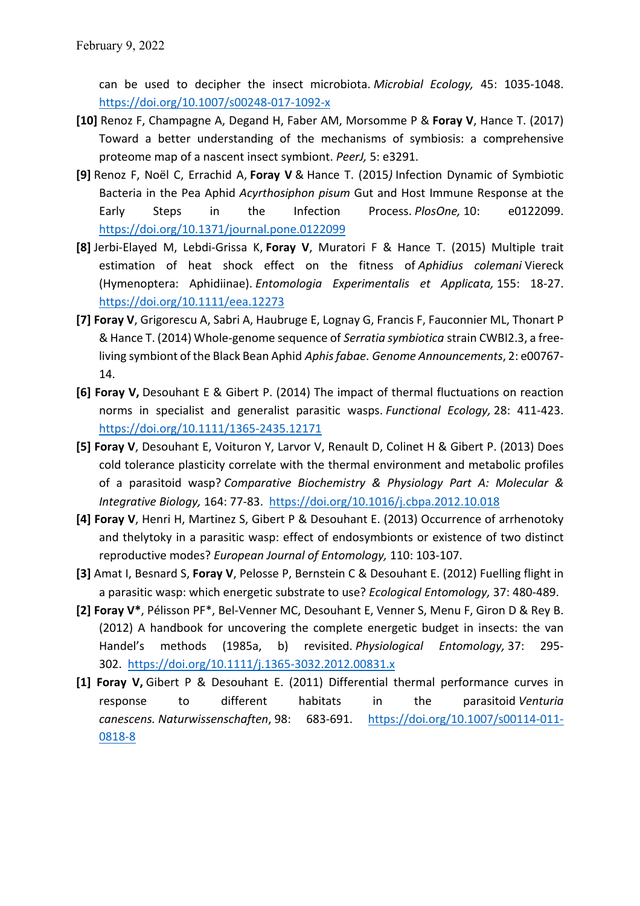can be used to decipher the insect microbiota. *Microbial Ecology,* 45: 1035-1048. https://doi.org/10.1007/s00248-017-1092-x

**[10]** Renoz F, Champagne A, Degand H, Faber AM, Morsomme P & **Foray V**, Hance T. (2017) Toward a better understanding of the mechanisms of symbiosis: a comprehensive proteome map of a nascent insect symbiont. *PeerJ,* 5: e3291.

**[9]** Renoz F, Noël C, Errachid A, **Foray V** & Hance T. (2015*)* Infection Dynamic of Symbiotic Bacteria in the Pea Aphid *Acyrthosiphon pisum* Gut and Host Immune Response at the Early Steps in the Infection Process. *PlosOne,* 10: e0122099. https://doi.org/10.1371/journal.pone.0122099

**[8]** Jerbi-Elayed M, Lebdi-Grissa K, **Foray V**, Muratori F & Hance T. (2015) Multiple trait estimation of heat shock effect on the fitness of *Aphidius colemani* Viereck (Hymenoptera: Aphidiinae). *Entomologia Experimentalis et Applicata,* 155: 18-27. https://doi.org/10.1111/eea.12273

**[7] Foray V**, Grigorescu A, Sabri A, Haubruge E, Lognay G, Francis F, Fauconnier ML, Thonart P & Hance T. (2014) Whole-genome sequence of *Serratia symbiotica* strain CWBI2.3, a free-living symbiont of the Black Bean Aphid *Aphis fabae*. *Genome Announcements*, 2: e00767-14.

**[6] Foray V,** Desouhant E & Gibert P. (2014) The impact of thermal fluctuations on reaction norms in specialist and generalist parasitic wasps. *Functional Ecology,* 28: 411-423. https://doi.org/10.1111/1365-2435.12171

**[5] Foray V**, Desouhant E, Voituron Y, Larvor V, Renault D, Colinet H & Gibert P. (2013) Does cold tolerance plasticity correlate with the thermal environment and metabolic profiles of a parasitoid wasp? *Comparative Biochemistry & Physiology Part A: Molecular & Integrative Biology,* 164: 77-83. https://doi.org/10.1016/j.cbpa.2012.10.018

**[4] Foray V**, Henri H, Martinez S, Gibert P & Desouhant E. (2013) Occurrence of arrhenotoky and thelytoky in a parasitic wasp: effect of endosymbionts or existence of two distinct reproductive modes? *European Journal of Entomology,* 110: 103-107.

**[3]** Amat I, Besnard S, **Foray V**, Pelosse P, Bernstein C & Desouhant E. (2012) Fuelling flight in a parasitic wasp: which energetic substrate to use? *Ecological Entomology,* 37: 480-489.

**[2] Foray V***, Pélisson PF*, Bel-Venner MC, Desouhant E, Venner S, Menu F, Giron D & Rey B. (2012) A handbook for uncovering the complete energetic budget in insects: the van Handel's methods (1985a, b) revisited. *Physiological Entomology,* 37: 295-302. https://doi.org/10.1111/j.1365-3032.2012.00831.x

**[1] Foray V,** Gibert P & Desouhant E. (2011) Differential thermal performance curves in response to different habitats in the parasitoid *Venturia canescens. Naturwissenschaften*, 98: 683-691. https://doi.org/10.1007/s00114-011-0818-8